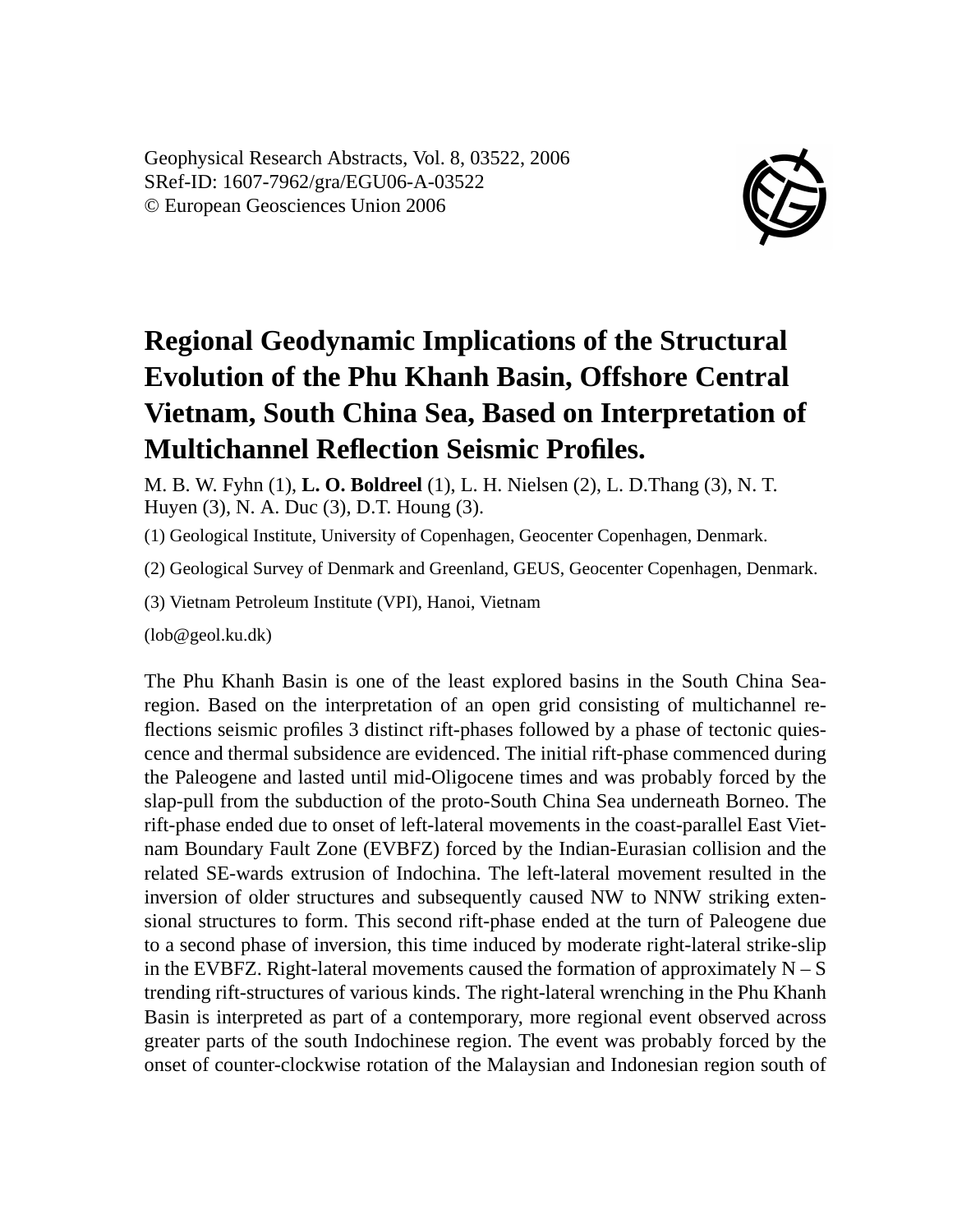Geophysical Research Abstracts, Vol. 8, 03522, 2006
SRef-ID: 1607-7962/gra/EGU06-A-03522
© European Geosciences Union 2006

# Regional Geodynamic Implications of the Structural Evolution of the Phu Khanh Basin, Offshore Central Vietnam, South China Sea, Based on Interpretation of Multichannel Reflection Seismic Profiles.

M. B. W. Fyhn (1), **L. O. Boldreel** (1), L. H. Nielsen (2), L. D.Thang (3), N. T. Huyen (3), N. A. Duc (3), D.T. Houng (3).

(1) Geological Institute, University of Copenhagen, Geocenter Copenhagen, Denmark.

(2) Geological Survey of Denmark and Greenland, GEUS, Geocenter Copenhagen, Denmark.

(3) Vietnam Petroleum Institute (VPI), Hanoi, Vietnam

(lob@geol.ku.dk)

The Phu Khanh Basin is one of the least explored basins in the South China Sea-region. Based on the interpretation of an open grid consisting of multichannel reflections seismic profiles 3 distinct rift-phases followed by a phase of tectonic quiescence and thermal subsidence are evidenced. The initial rift-phase commenced during the Paleogene and lasted until mid-Oligocene times and was probably forced by the slap-pull from the subduction of the proto-South China Sea underneath Borneo. The rift-phase ended due to onset of left-lateral movements in the coast-parallel East Vietnam Boundary Fault Zone (EVBFZ) forced by the Indian-Eurasian collision and the related SE-wards extrusion of Indochina. The left-lateral movement resulted in the inversion of older structures and subsequently caused NW to NNW striking extensional structures to form. This second rift-phase ended at the turn of Paleogene due to a second phase of inversion, this time induced by moderate right-lateral strike-slip in the EVBFZ. Right-lateral movements caused the formation of approximately N – S trending rift-structures of various kinds. The right-lateral wrenching in the Phu Khanh Basin is interpreted as part of a contemporary, more regional event observed across greater parts of the south Indochinese region. The event was probably forced by the onset of counter-clockwise rotation of the Malaysian and Indonesian region south of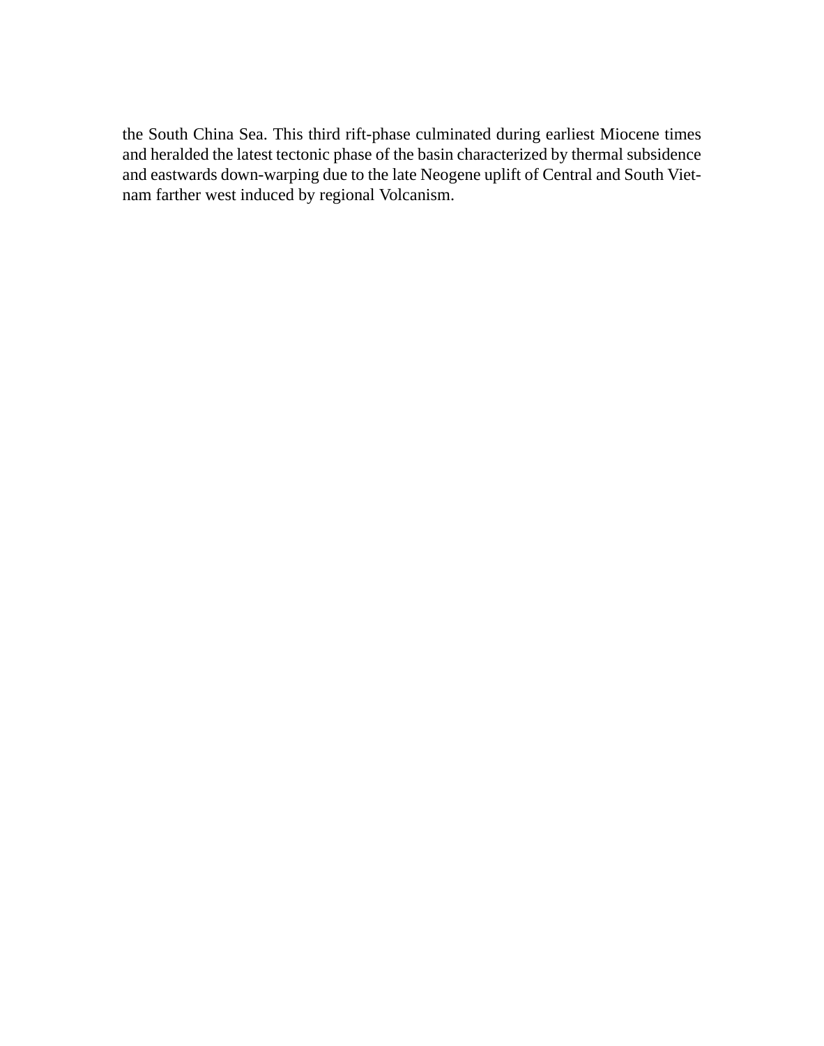the South China Sea. This third rift-phase culminated during earliest Miocene times and heralded the latest tectonic phase of the basin characterized by thermal subsidence and eastwards down-warping due to the late Neogene uplift of Central and South Vietnam farther west induced by regional Volcanism.